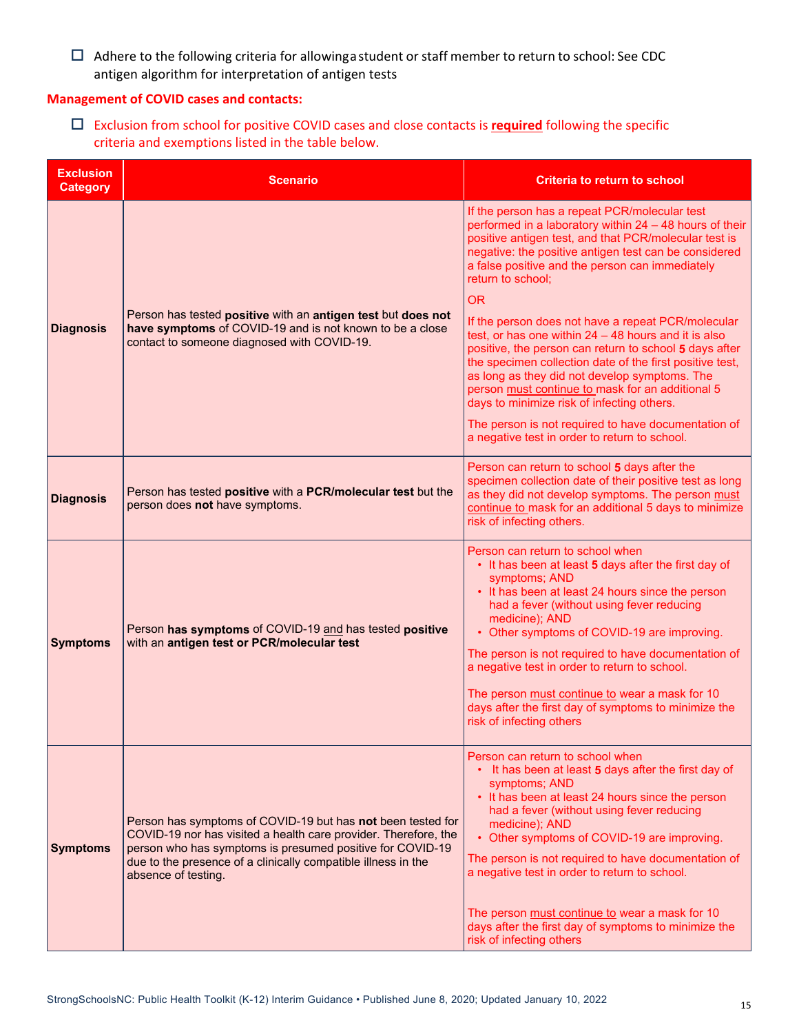- ☐ Adhere to the following criteria for allowing a student or staff member to return to school: See CDC antigen algorithm for interpretation of antigen tests

**Management of COVID cases and contacts:**

- ☐ Exclusion from school for positive COVID cases and close contacts is **required** following the specific criteria and exemptions listed in the table below.

| Exclusion Category | Scenario | Criteria to return to school |
|---|---|---|
| **Diagnosis** | Person has tested **positive** with an **antigen test** but **does not have symptoms** of COVID-19 and is not known to be a close contact to someone diagnosed with COVID-19. | If the person has a repeat PCR/molecular test performed in a laboratory within 24 – 48 hours of their positive antigen test, and that PCR/molecular test is negative: the positive antigen test can be considered a false positive and the person can immediately return to school;<br><br>OR<br><br>If the person does not have a repeat PCR/molecular test, or has one within 24 – 48 hours and it is also positive, the person can return to school **5** days after the specimen collection date of the first positive test, as long as they did not develop symptoms. The person must continue to mask for an additional 5 days to minimize risk of infecting others.<br><br>The person is not required to have documentation of a negative test in order to return to school. |
| **Diagnosis** | Person has tested **positive** with a **PCR/molecular test** but the person does **not** have symptoms. | Person can return to school **5** days after the specimen collection date of their positive test as long as they did not develop symptoms. The person must continue to mask for an additional 5 days to minimize risk of infecting others. |
| **Symptoms** | Person **has symptoms** of COVID-19 and has tested **positive** with an **antigen test or PCR/molecular test** | Person can return to school when<br>• It has been at least **5** days after the first day of symptoms; AND<br>• It has been at least 24 hours since the person had a fever (without using fever reducing medicine); AND<br>• Other symptoms of COVID-19 are improving.<br><br>The person is not required to have documentation of a negative test in order to return to school.<br><br>The person must continue to wear a mask for 10 days after the first day of symptoms to minimize the risk of infecting others |
| **Symptoms** | Person has symptoms of COVID-19 but has **not** been tested for COVID-19 nor has visited a health care provider. Therefore, the person who has symptoms is presumed positive for COVID-19 due to the presence of a clinically compatible illness in the absence of testing. | Person can return to school when<br>• It has been at least **5** days after the first day of symptoms; AND<br>• It has been at least 24 hours since the person had a fever (without using fever reducing medicine); AND<br>• Other symptoms of COVID-19 are improving.<br><br>The person is not required to have documentation of a negative test in order to return to school.<br><br>The person must continue to wear a mask for 10 days after the first day of symptoms to minimize the risk of infecting others |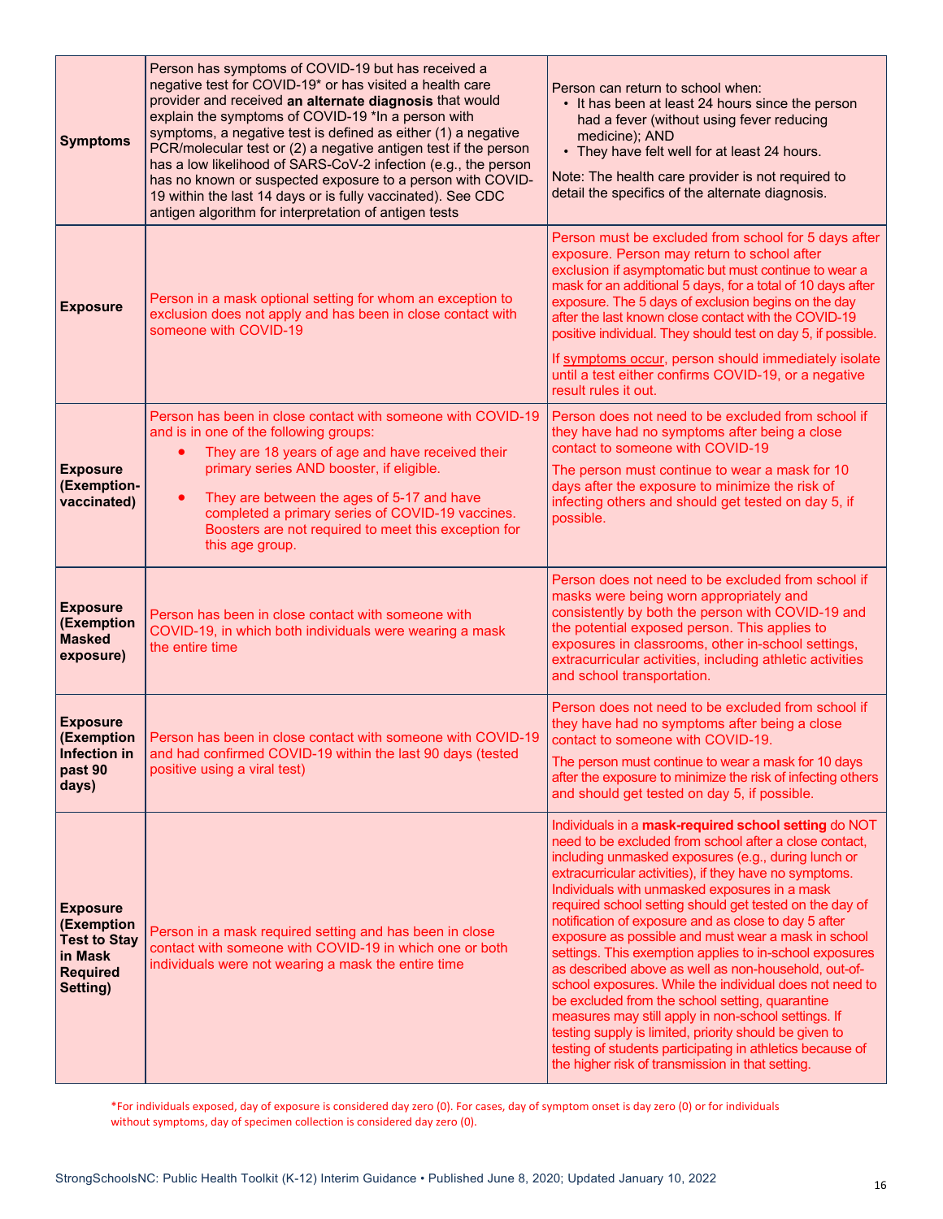| | | |
|---|---|---|
| **Symptoms** | Person has symptoms of COVID-19 but has received a negative test for COVID-19* or has visited a health care provider and received **an alternate diagnosis** that would explain the symptoms of COVID-19 *In a person with symptoms, a negative test is defined as either (1) a negative PCR/molecular test or (2) a negative antigen test if the person has a low likelihood of SARS-CoV-2 infection (e.g., the person has no known or suspected exposure to a person with COVID-19 within the last 14 days or is fully vaccinated). See CDC antigen algorithm for interpretation of antigen tests | Person can return to school when:<br>• It has been at least 24 hours since the person had a fever (without using fever reducing medicine); AND<br>• They have felt well for at least 24 hours.<br><br>Note: The health care provider is not required to detail the specifics of the alternate diagnosis. |
| **Exposure** | Person in a mask optional setting for whom an exception to exclusion does not apply and has been in close contact with someone with COVID-19 | Person must be excluded from school for 5 days after exposure. Person may return to school after exclusion if asymptomatic but must continue to wear a mask for an additional 5 days, for a total of 10 days after exposure. The 5 days of exclusion begins on the day after the last known close contact with the COVID-19 positive individual. They should test on day 5, if possible.<br><br>If symptoms occur, person should immediately isolate until a test either confirms COVID-19, or a negative result rules it out. |
| **Exposure (Exemption-vaccinated)** | Person has been in close contact with someone with COVID-19 and is in one of the following groups:<br>• They are 18 years of age and have received their primary series AND booster, if eligible.<br>• They are between the ages of 5-17 and have completed a primary series of COVID-19 vaccines. Boosters are not required to meet this exception for this age group. | Person does not need to be excluded from school if they have had no symptoms after being a close contact to someone with COVID-19<br><br>The person must continue to wear a mask for 10 days after the exposure to minimize the risk of infecting others and should get tested on day 5, if possible. |
| **Exposure (Exemption Masked exposure)** | Person has been in close contact with someone with COVID-19, in which both individuals were wearing a mask the entire time | Person does not need to be excluded from school if masks were being worn appropriately and consistently by both the person with COVID-19 and the potential exposed person. This applies to exposures in classrooms, other in-school settings, extracurricular activities, including athletic activities and school transportation. |
| **Exposure (Exemption Infection in past 90 days)** | Person has been in close contact with someone with COVID-19 and had confirmed COVID-19 within the last 90 days (tested positive using a viral test) | Person does not need to be excluded from school if they have had no symptoms after being a close contact to someone with COVID-19.<br><br>The person must continue to wear a mask for 10 days after the exposure to minimize the risk of infecting others and should get tested on day 5, if possible. |
| **Exposure (Exemption Test to Stay in Mask Required Setting)** | Person in a mask required setting and has been in close contact with someone with COVID-19 in which one or both individuals were not wearing a mask the entire time | Individuals in a **mask-required school setting** do NOT need to be excluded from school after a close contact, including unmasked exposures (e.g., during lunch or extracurricular activities), if they have no symptoms. Individuals with unmasked exposures in a mask required school setting should get tested on the day of notification of exposure and as close to day 5 after exposure as possible and must wear a mask in school settings. This exemption applies to in-school exposures as described above as well as non-household, out-of-school exposures. While the individual does not need to be excluded from the school setting, quarantine measures may still apply in non-school settings. If testing supply is limited, priority should be given to testing of students participating in athletics because of the higher risk of transmission in that setting. |

*For individuals exposed, day of exposure is considered day zero (0). For cases, day of symptom onset is day zero (0) or for individuals without symptoms, day of specimen collection is considered day zero (0).

StrongSchoolsNC: Public Health Toolkit (K-12) Interim Guidance • Published June 8, 2020; Updated January 10, 2022